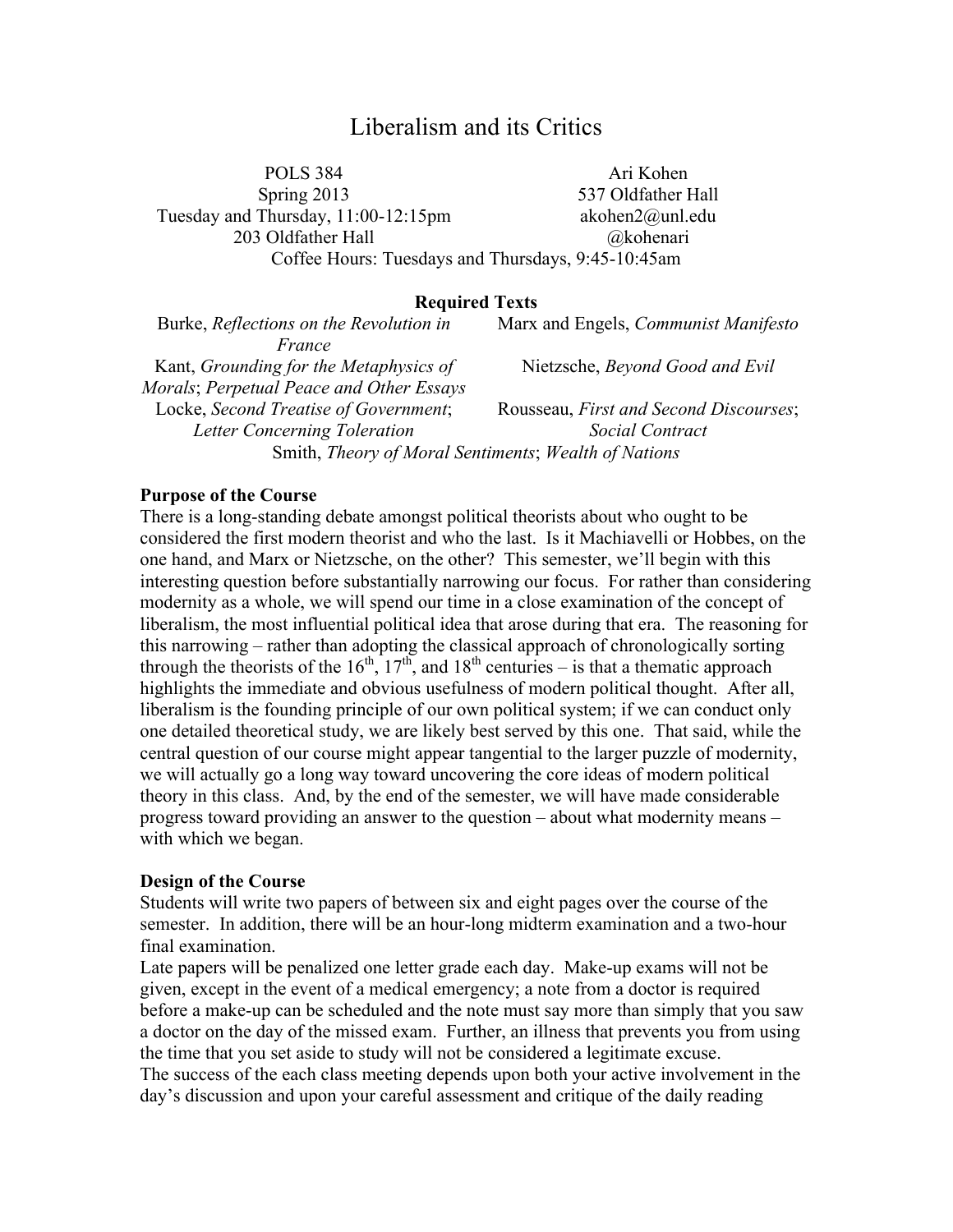# Liberalism and its Critics

POLS 384
Spring 2013
Tuesday and Thursday, 11:00-12:15pm
203 Oldfather Hall

Ari Kohen
537 Oldfather Hall
akohen2@unl.edu
@kohenari

Coffee Hours: Tuesdays and Thursdays, 9:45-10:45am

**Required Texts**

Burke, *Reflections on the Revolution in France*

Kant, *Grounding for the Metaphysics of Morals*; *Perpetual Peace and Other Essays*

Locke, *Second Treatise of Government*; *Letter Concerning Toleration*

Marx and Engels, *Communist Manifesto*

Nietzsche, *Beyond Good and Evil*

Rousseau, *First and Second Discourses*; *Social Contract*

Smith, *Theory of Moral Sentiments*; *Wealth of Nations*

**Purpose of the Course**

There is a long-standing debate amongst political theorists about who ought to be considered the first modern theorist and who the last. Is it Machiavelli or Hobbes, on the one hand, and Marx or Nietzsche, on the other? This semester, we'll begin with this interesting question before substantially narrowing our focus. For rather than considering modernity as a whole, we will spend our time in a close examination of the concept of liberalism, the most influential political idea that arose during that era. The reasoning for this narrowing – rather than adopting the classical approach of chronologically sorting through the theorists of the 16th, 17th, and 18th centuries – is that a thematic approach highlights the immediate and obvious usefulness of modern political thought. After all, liberalism is the founding principle of our own political system; if we can conduct only one detailed theoretical study, we are likely best served by this one. That said, while the central question of our course might appear tangential to the larger puzzle of modernity, we will actually go a long way toward uncovering the core ideas of modern political theory in this class. And, by the end of the semester, we will have made considerable progress toward providing an answer to the question – about what modernity means – with which we began.

**Design of the Course**

Students will write two papers of between six and eight pages over the course of the semester. In addition, there will be an hour-long midterm examination and a two-hour final examination.

Late papers will be penalized one letter grade each day. Make-up exams will not be given, except in the event of a medical emergency; a note from a doctor is required before a make-up can be scheduled and the note must say more than simply that you saw a doctor on the day of the missed exam. Further, an illness that prevents you from using the time that you set aside to study will not be considered a legitimate excuse.

The success of the each class meeting depends upon both your active involvement in the day's discussion and upon your careful assessment and critique of the daily reading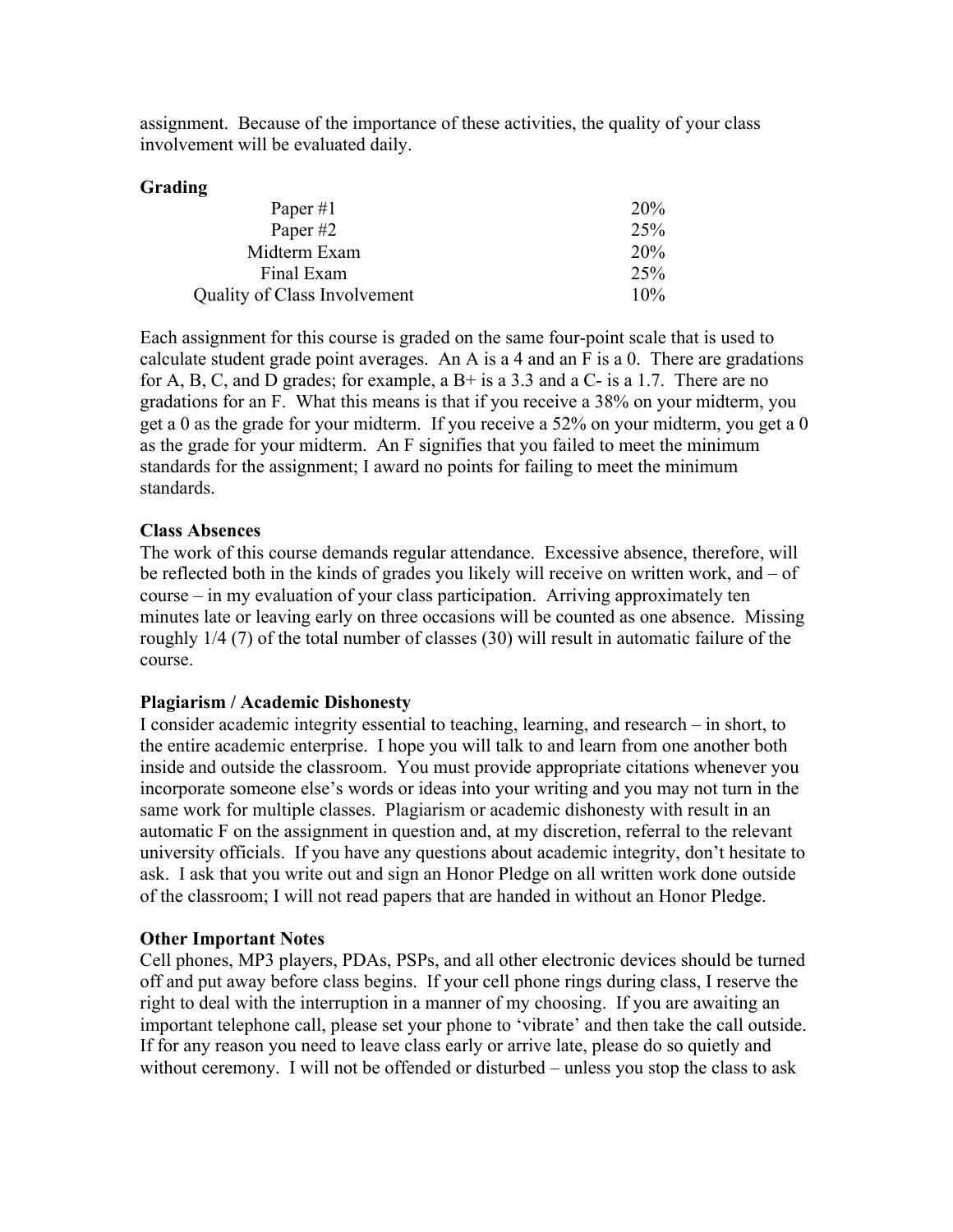assignment. Because of the importance of these activities, the quality of your class involvement will be evaluated daily.

**Grading**

| | |
|---|---|
| Paper #1 | 20% |
| Paper #2 | 25% |
| Midterm Exam | 20% |
| Final Exam | 25% |
| Quality of Class Involvement | 10% |

Each assignment for this course is graded on the same four-point scale that is used to calculate student grade point averages. An A is a 4 and an F is a 0. There are gradations for A, B, C, and D grades; for example, a B+ is a 3.3 and a C- is a 1.7. There are no gradations for an F. What this means is that if you receive a 38% on your midterm, you get a 0 as the grade for your midterm. If you receive a 52% on your midterm, you get a 0 as the grade for your midterm. An F signifies that you failed to meet the minimum standards for the assignment; I award no points for failing to meet the minimum standards.

**Class Absences**

The work of this course demands regular attendance. Excessive absence, therefore, will be reflected both in the kinds of grades you likely will receive on written work, and – of course – in my evaluation of your class participation. Arriving approximately ten minutes late or leaving early on three occasions will be counted as one absence. Missing roughly 1/4 (7) of the total number of classes (30) will result in automatic failure of the course.

**Plagiarism / Academic Dishonesty**

I consider academic integrity essential to teaching, learning, and research – in short, to the entire academic enterprise. I hope you will talk to and learn from one another both inside and outside the classroom. You must provide appropriate citations whenever you incorporate someone else's words or ideas into your writing and you may not turn in the same work for multiple classes. Plagiarism or academic dishonesty with result in an automatic F on the assignment in question and, at my discretion, referral to the relevant university officials. If you have any questions about academic integrity, don't hesitate to ask. I ask that you write out and sign an Honor Pledge on all written work done outside of the classroom; I will not read papers that are handed in without an Honor Pledge.

**Other Important Notes**

Cell phones, MP3 players, PDAs, PSPs, and all other electronic devices should be turned off and put away before class begins. If your cell phone rings during class, I reserve the right to deal with the interruption in a manner of my choosing. If you are awaiting an important telephone call, please set your phone to 'vibrate' and then take the call outside. If for any reason you need to leave class early or arrive late, please do so quietly and without ceremony. I will not be offended or disturbed – unless you stop the class to ask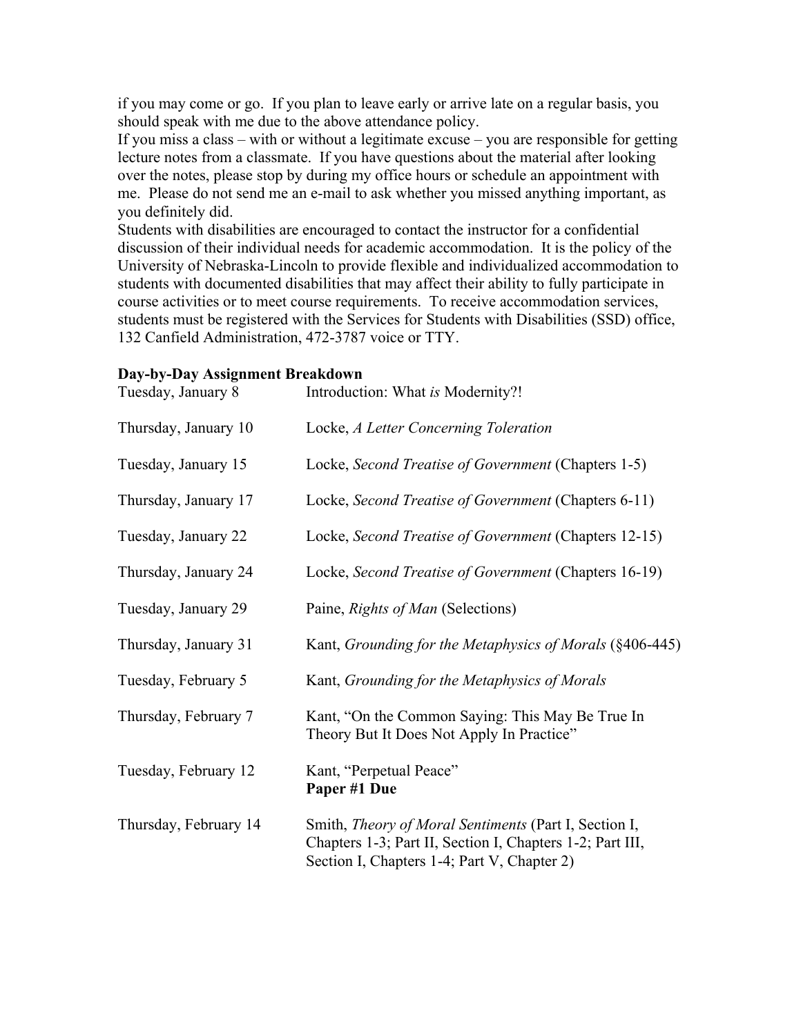if you may come or go. If you plan to leave early or arrive late on a regular basis, you should speak with me due to the above attendance policy.

If you miss a class – with or without a legitimate excuse – you are responsible for getting lecture notes from a classmate. If you have questions about the material after looking over the notes, please stop by during my office hours or schedule an appointment with me. Please do not send me an e-mail to ask whether you missed anything important, as you definitely did.

Students with disabilities are encouraged to contact the instructor for a confidential discussion of their individual needs for academic accommodation. It is the policy of the University of Nebraska-Lincoln to provide flexible and individualized accommodation to students with documented disabilities that may affect their ability to fully participate in course activities or to meet course requirements. To receive accommodation services, students must be registered with the Services for Students with Disabilities (SSD) office, 132 Canfield Administration, 472-3787 voice or TTY.

**Day-by-Day Assignment Breakdown**

| | |
|---|---|
| Tuesday, January 8 | Introduction: What *is* Modernity?! |
| Thursday, January 10 | Locke, *A Letter Concerning Toleration* |
| Tuesday, January 15 | Locke, *Second Treatise of Government* (Chapters 1-5) |
| Thursday, January 17 | Locke, *Second Treatise of Government* (Chapters 6-11) |
| Tuesday, January 22 | Locke, *Second Treatise of Government* (Chapters 12-15) |
| Thursday, January 24 | Locke, *Second Treatise of Government* (Chapters 16-19) |
| Tuesday, January 29 | Paine, *Rights of Man* (Selections) |
| Thursday, January 31 | Kant, *Grounding for the Metaphysics of Morals* (§406-445) |
| Tuesday, February 5 | Kant, *Grounding for the Metaphysics of Morals* |
| Thursday, February 7 | Kant, "On the Common Saying: This May Be True In Theory But It Does Not Apply In Practice" |
| Tuesday, February 12 | Kant, "Perpetual Peace" **Paper #1 Due** |
| Thursday, February 14 | Smith, *Theory of Moral Sentiments* (Part I, Section I, Chapters 1-3; Part II, Section I, Chapters 1-2; Part III, Section I, Chapters 1-4; Part V, Chapter 2) |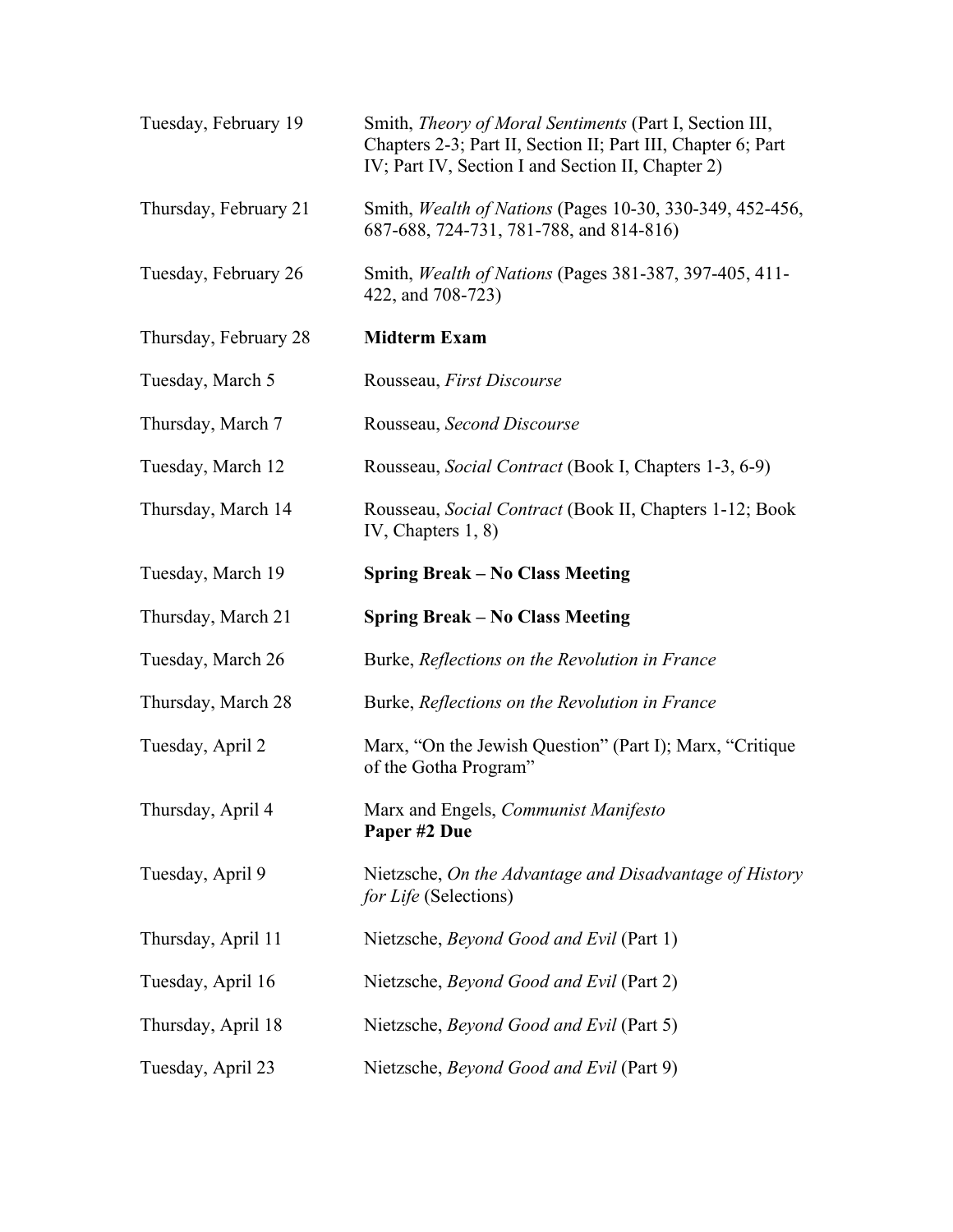| | |
|---|---|
| Tuesday, February 19 | Smith, *Theory of Moral Sentiments* (Part I, Section III, Chapters 2-3; Part II, Section II; Part III, Chapter 6; Part IV; Part IV, Section I and Section II, Chapter 2) |
| Thursday, February 21 | Smith, *Wealth of Nations* (Pages 10-30, 330-349, 452-456, 687-688, 724-731, 781-788, and 814-816) |
| Tuesday, February 26 | Smith, *Wealth of Nations* (Pages 381-387, 397-405, 411-422, and 708-723) |
| Thursday, February 28 | **Midterm Exam** |
| Tuesday, March 5 | Rousseau, *First Discourse* |
| Thursday, March 7 | Rousseau, *Second Discourse* |
| Tuesday, March 12 | Rousseau, *Social Contract* (Book I, Chapters 1-3, 6-9) |
| Thursday, March 14 | Rousseau, *Social Contract* (Book II, Chapters 1-12; Book IV, Chapters 1, 8) |
| Tuesday, March 19 | **Spring Break – No Class Meeting** |
| Thursday, March 21 | **Spring Break – No Class Meeting** |
| Tuesday, March 26 | Burke, *Reflections on the Revolution in France* |
| Thursday, March 28 | Burke, *Reflections on the Revolution in France* |
| Tuesday, April 2 | Marx, "On the Jewish Question" (Part I); Marx, "Critique of the Gotha Program" |
| Thursday, April 4 | Marx and Engels, *Communist Manifesto* **Paper #2 Due** |
| Tuesday, April 9 | Nietzsche, *On the Advantage and Disadvantage of History for Life* (Selections) |
| Thursday, April 11 | Nietzsche, *Beyond Good and Evil* (Part 1) |
| Tuesday, April 16 | Nietzsche, *Beyond Good and Evil* (Part 2) |
| Thursday, April 18 | Nietzsche, *Beyond Good and Evil* (Part 5) |
| Tuesday, April 23 | Nietzsche, *Beyond Good and Evil* (Part 9) |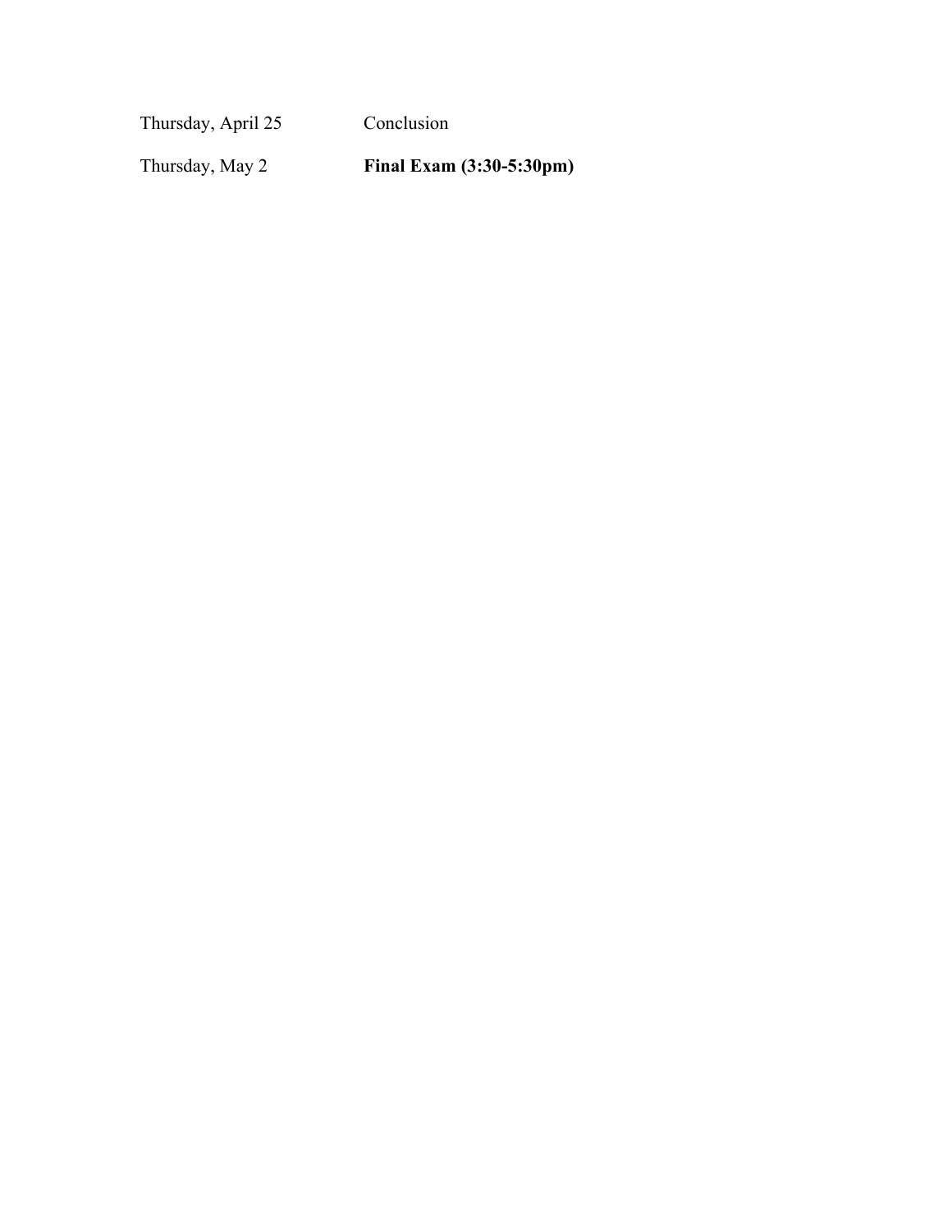| | |
|---|---|
| Thursday, April 25 | Conclusion |
| Thursday, May 2 | **Final Exam (3:30-5:30pm)** |